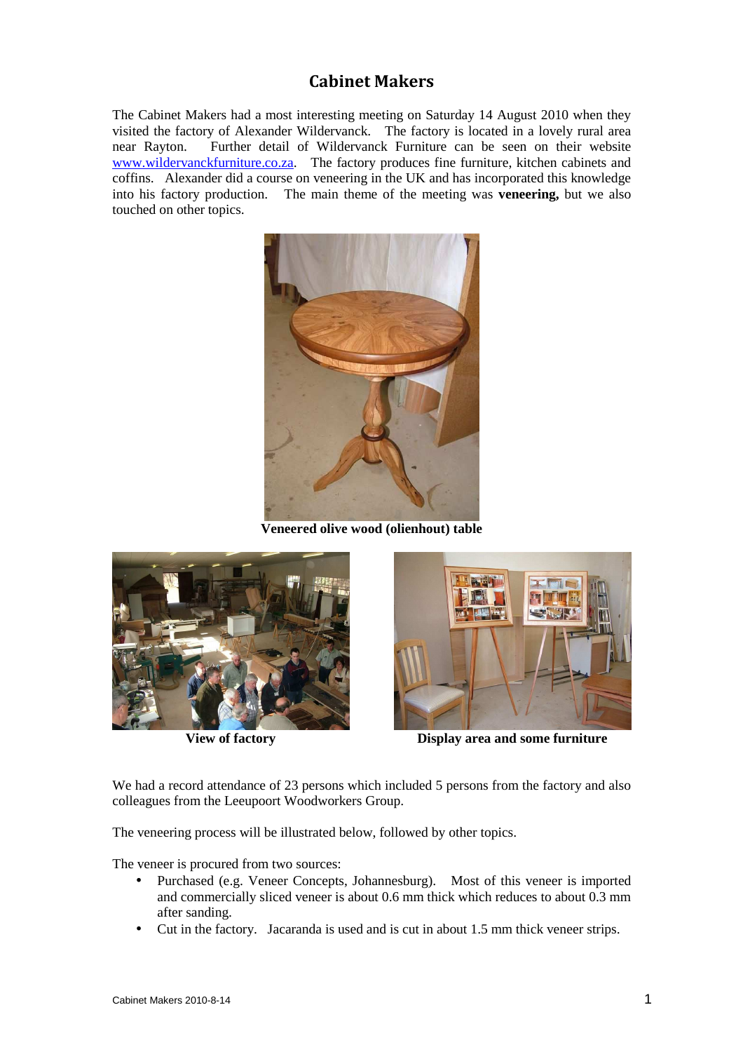# Cabinet Makers

The Cabinet Makers had a most interesting meeting on Saturday 14 August 2010 when they visited the factory of Alexander Wildervanck. The factory is located in a lovely rural area near Rayton. Further detail of Wildervanck Furniture can be seen on their website www.wildervanckfurniture.co.za. The factory produces fine furniture, kitchen cabinets and coffins. Alexander did a course on veneering in the UK and has incorporated this knowledge into his factory production. The main theme of the meeting was **veneering,** but we also touched on other topics.

**Veneered olive wood (olienhout) table**

**View of factory**

**Display area and some furniture**

We had a record attendance of 23 persons which included 5 persons from the factory and also colleagues from the Leeupoort Woodworkers Group.

The veneering process will be illustrated below, followed by other topics.

The veneer is procured from two sources:

- Purchased (e.g. Veneer Concepts, Johannesburg). Most of this veneer is imported and commercially sliced veneer is about 0.6 mm thick which reduces to about 0.3 mm after sanding.
- Cut in the factory. Jacaranda is used and is cut in about 1.5 mm thick veneer strips.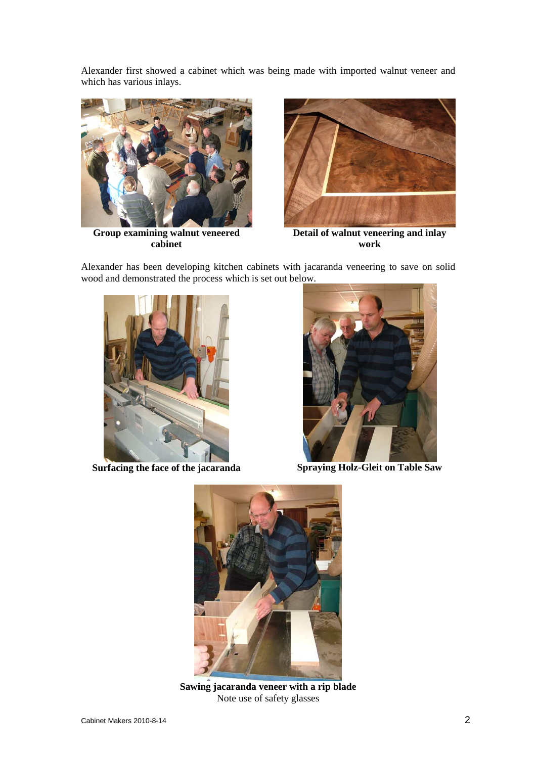Alexander first showed a cabinet which was being made with imported walnut veneer and which has various inlays.

**Group examining walnut veneered cabinet**

**Detail of walnut veneering and inlay work**

Alexander has been developing kitchen cabinets with jacaranda veneering to save on solid wood and demonstrated the process which is set out below.

**Surfacing the face of the jacaranda**

**Spraying Holz-Gleit on Table Saw**

**Sawing jacaranda veneer with a rip blade**
Note use of safety glasses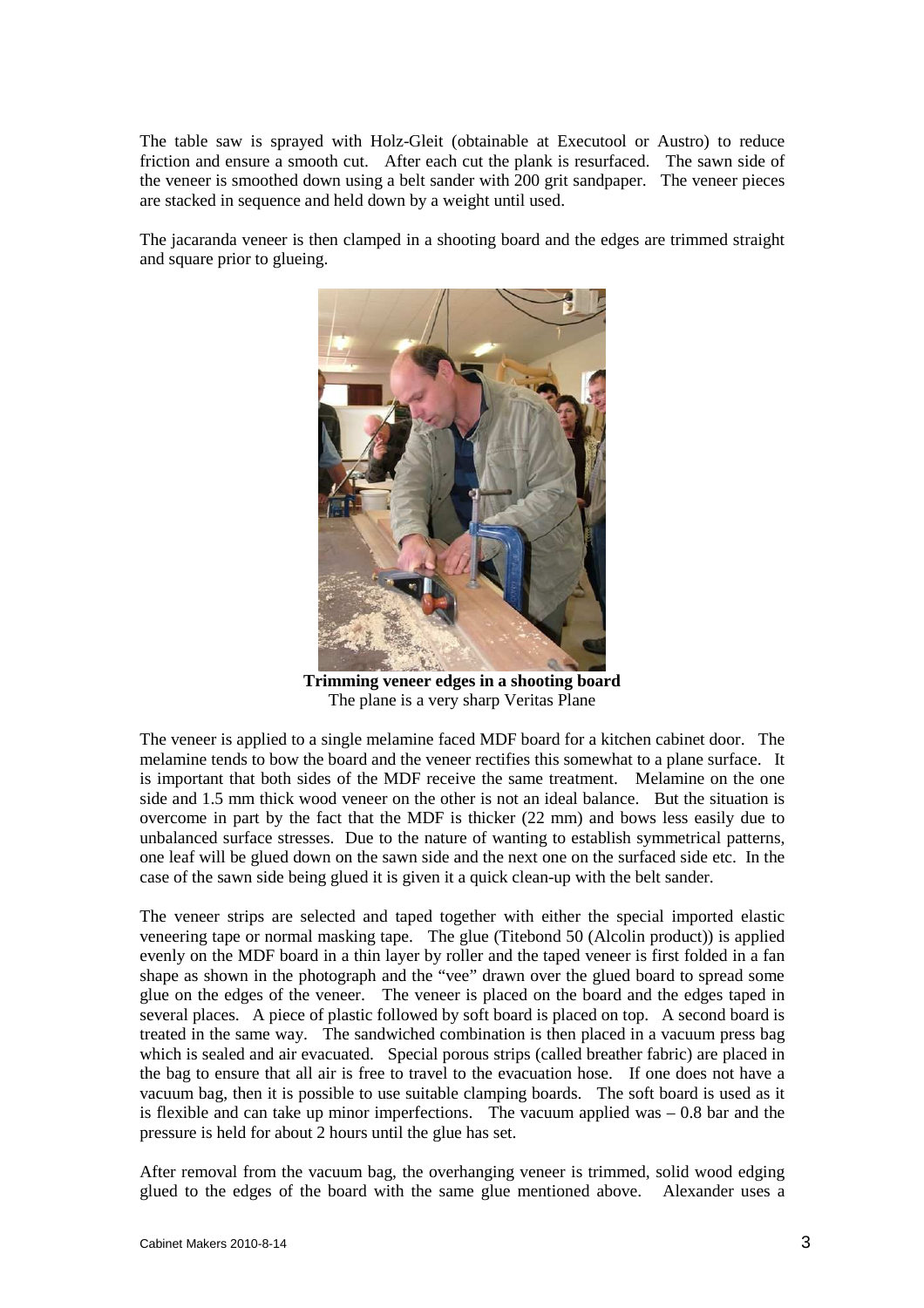The table saw is sprayed with Holz-Gleit (obtainable at Executool or Austro) to reduce friction and ensure a smooth cut. After each cut the plank is resurfaced. The sawn side of the veneer is smoothed down using a belt sander with 200 grit sandpaper. The veneer pieces are stacked in sequence and held down by a weight until used.

The jacaranda veneer is then clamped in a shooting board and the edges are trimmed straight and square prior to glueing.

**Trimming veneer edges in a shooting board**
The plane is a very sharp Veritas Plane

The veneer is applied to a single melamine faced MDF board for a kitchen cabinet door. The melamine tends to bow the board and the veneer rectifies this somewhat to a plane surface. It is important that both sides of the MDF receive the same treatment. Melamine on the one side and 1.5 mm thick wood veneer on the other is not an ideal balance. But the situation is overcome in part by the fact that the MDF is thicker (22 mm) and bows less easily due to unbalanced surface stresses. Due to the nature of wanting to establish symmetrical patterns, one leaf will be glued down on the sawn side and the next one on the surfaced side etc. In the case of the sawn side being glued it is given it a quick clean-up with the belt sander.

The veneer strips are selected and taped together with either the special imported elastic veneering tape or normal masking tape. The glue (Titebond 50 (Alcolin product)) is applied evenly on the MDF board in a thin layer by roller and the taped veneer is first folded in a fan shape as shown in the photograph and the "vee" drawn over the glued board to spread some glue on the edges of the veneer. The veneer is placed on the board and the edges taped in several places. A piece of plastic followed by soft board is placed on top. A second board is treated in the same way. The sandwiched combination is then placed in a vacuum press bag which is sealed and air evacuated. Special porous strips (called breather fabric) are placed in the bag to ensure that all air is free to travel to the evacuation hose. If one does not have a vacuum bag, then it is possible to use suitable clamping boards. The soft board is used as it is flexible and can take up minor imperfections. The vacuum applied was – 0.8 bar and the pressure is held for about 2 hours until the glue has set.

After removal from the vacuum bag, the overhanging veneer is trimmed, solid wood edging glued to the edges of the board with the same glue mentioned above. Alexander uses a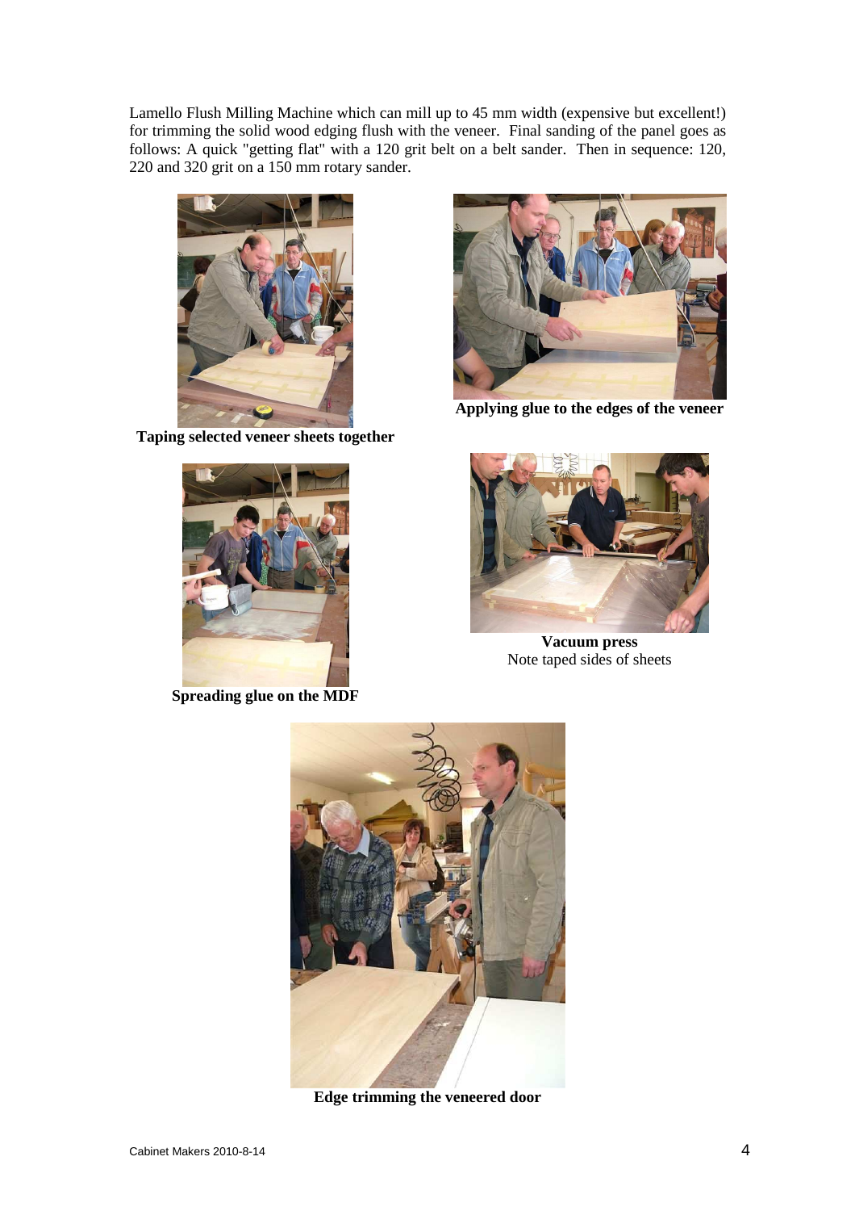Lamello Flush Milling Machine which can mill up to 45 mm width (expensive but excellent!) for trimming the solid wood edging flush with the veneer. Final sanding of the panel goes as follows: A quick "getting flat" with a 120 grit belt on a belt sander. Then in sequence: 120, 220 and 320 grit on a 150 mm rotary sander.

**Taping selected veneer sheets together**

**Applying glue to the edges of the veneer**

**Spreading glue on the MDF**

**Vacuum press**
Note taped sides of sheets

**Edge trimming the veneered door**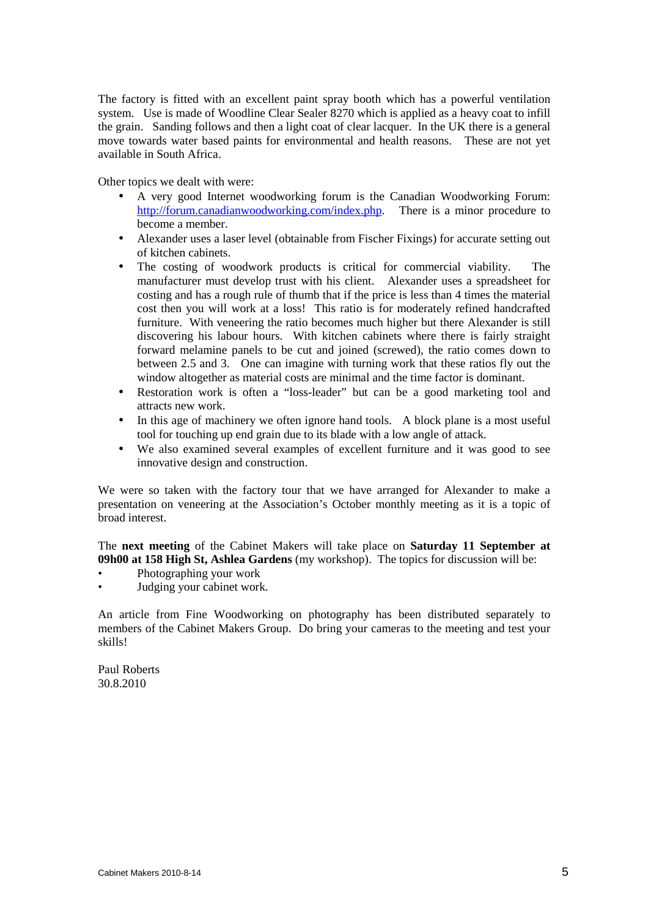The factory is fitted with an excellent paint spray booth which has a powerful ventilation system. Use is made of Woodline Clear Sealer 8270 which is applied as a heavy coat to infill the grain. Sanding follows and then a light coat of clear lacquer. In the UK there is a general move towards water based paints for environmental and health reasons. These are not yet available in South Africa.

Other topics we dealt with were:

- A very good Internet woodworking forum is the Canadian Woodworking Forum: http://forum.canadianwoodworking.com/index.php. There is a minor procedure to become a member.
- Alexander uses a laser level (obtainable from Fischer Fixings) for accurate setting out of kitchen cabinets.
- The costing of woodwork products is critical for commercial viability. The manufacturer must develop trust with his client. Alexander uses a spreadsheet for costing and has a rough rule of thumb that if the price is less than 4 times the material cost then you will work at a loss! This ratio is for moderately refined handcrafted furniture. With veneering the ratio becomes much higher but there Alexander is still discovering his labour hours. With kitchen cabinets where there is fairly straight forward melamine panels to be cut and joined (screwed), the ratio comes down to between 2.5 and 3. One can imagine with turning work that these ratios fly out the window altogether as material costs are minimal and the time factor is dominant.
- Restoration work is often a "loss-leader" but can be a good marketing tool and attracts new work.
- In this age of machinery we often ignore hand tools. A block plane is a most useful tool for touching up end grain due to its blade with a low angle of attack.
- We also examined several examples of excellent furniture and it was good to see innovative design and construction.

We were so taken with the factory tour that we have arranged for Alexander to make a presentation on veneering at the Association's October monthly meeting as it is a topic of broad interest.

The **next meeting** of the Cabinet Makers will take place on **Saturday 11 September at 09h00 at 158 High St, Ashlea Gardens** (my workshop). The topics for discussion will be:

- Photographing your work
- Judging your cabinet work.

An article from Fine Woodworking on photography has been distributed separately to members of the Cabinet Makers Group. Do bring your cameras to the meeting and test your skills!

Paul Roberts
30.8.2010